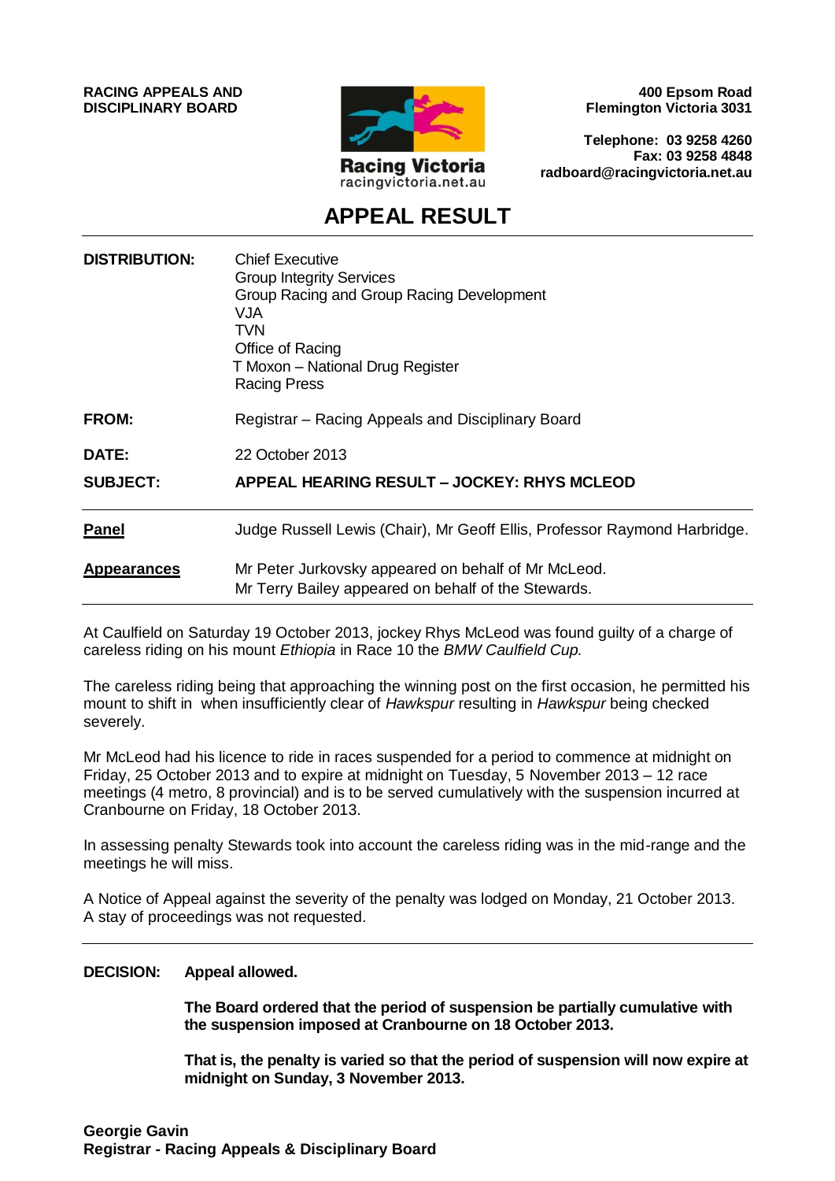**RACING APPEALS AND DISCIPLINARY BOARD**

**400 Epsom Road**
**Flemington Victoria 3031**

**Telephone: 03 9258 4260**
**Fax: 03 9258 4848**
**radboard@racingvictoria.net.au**

Racing Victoria
racingvictoria.net.au

# APPEAL RESULT

| | |
|---|---|
| **DISTRIBUTION:** | Chief Executive<br>Group Integrity Services<br>Group Racing and Group Racing Development<br>VJA<br>TVN<br>Office of Racing<br>T Moxon – National Drug Register<br>Racing Press |
| **FROM:** | Registrar – Racing Appeals and Disciplinary Board |
| **DATE:** | 22 October 2013 |
| **SUBJECT:** | **APPEAL HEARING RESULT – JOCKEY: RHYS MCLEOD** |

| | |
|---|---|
| **Panel** | Judge Russell Lewis (Chair), Mr Geoff Ellis, Professor Raymond Harbridge. |
| **Appearances** | Mr Peter Jurkovsky appeared on behalf of Mr McLeod.<br>Mr Terry Bailey appeared on behalf of the Stewards. |

At Caulfield on Saturday 19 October 2013, jockey Rhys McLeod was found guilty of a charge of careless riding on his mount *Ethiopia* in Race 10 the *BMW Caulfield Cup.*

The careless riding being that approaching the winning post on the first occasion, he permitted his mount to shift in when insufficiently clear of *Hawkspur* resulting in *Hawkspur* being checked severely.

Mr McLeod had his licence to ride in races suspended for a period to commence at midnight on Friday, 25 October 2013 and to expire at midnight on Tuesday, 5 November 2013 – 12 race meetings (4 metro, 8 provincial) and is to be served cumulatively with the suspension incurred at Cranbourne on Friday, 18 October 2013.

In assessing penalty Stewards took into account the careless riding was in the mid-range and the meetings he will miss.

A Notice of Appeal against the severity of the penalty was lodged on Monday, 21 October 2013. A stay of proceedings was not requested.

---

**DECISION:** **Appeal allowed.**

**The Board ordered that the period of suspension be partially cumulative with the suspension imposed at Cranbourne on 18 October 2013.**

**That is, the penalty is varied so that the period of suspension will now expire at midnight on Sunday, 3 November 2013.**

**Georgie Gavin**
**Registrar - Racing Appeals & Disciplinary Board**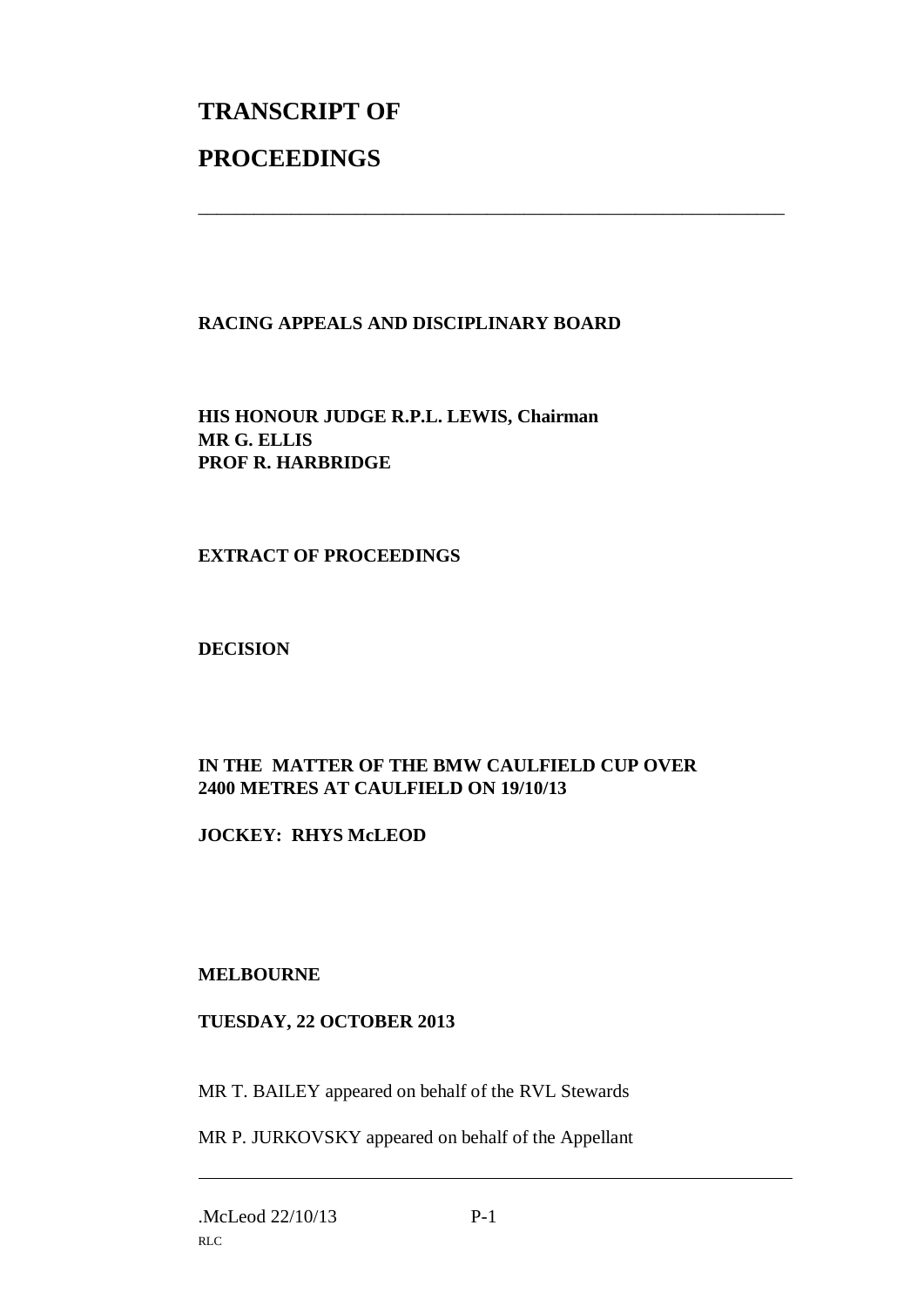# TRANSCRIPT OF

# PROCEEDINGS

---

**RACING APPEALS AND DISCIPLINARY BOARD**

**HIS HONOUR JUDGE R.P.L. LEWIS, Chairman**
**MR G. ELLIS**
**PROF R. HARBRIDGE**

**EXTRACT OF PROCEEDINGS**

**DECISION**

**IN THE MATTER OF THE BMW CAULFIELD CUP OVER 2400 METRES AT CAULFIELD ON 19/10/13**

**JOCKEY: RHYS McLEOD**

**MELBOURNE**

**TUESDAY, 22 OCTOBER 2013**

MR T. BAILEY appeared on behalf of the RVL Stewards

MR P. JURKOVSKY appeared on behalf of the Appellant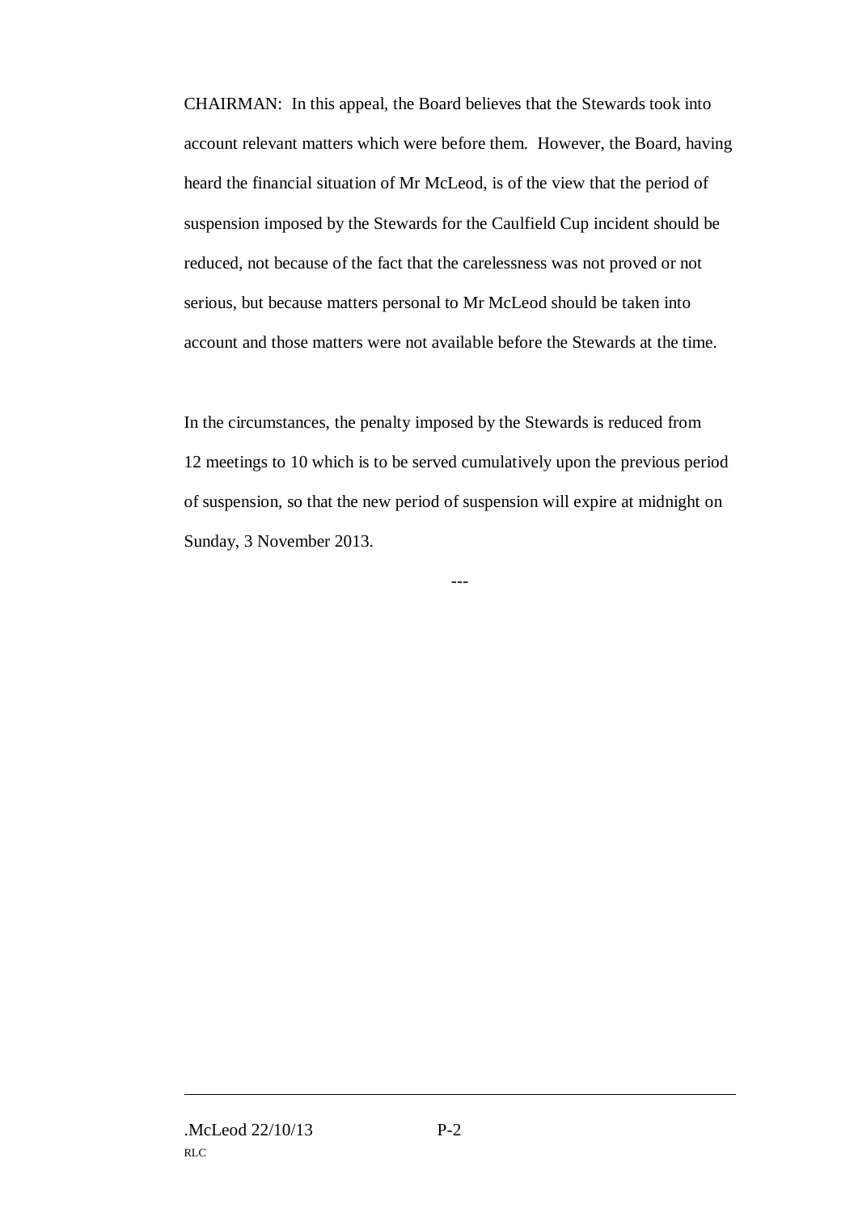CHAIRMAN: In this appeal, the Board believes that the Stewards took into account relevant matters which were before them. However, the Board, having heard the financial situation of Mr McLeod, is of the view that the period of suspension imposed by the Stewards for the Caulfield Cup incident should be reduced, not because of the fact that the carelessness was not proved or not serious, but because matters personal to Mr McLeod should be taken into account and those matters were not available before the Stewards at the time.

In the circumstances, the penalty imposed by the Stewards is reduced from 12 meetings to 10 which is to be served cumulatively upon the previous period of suspension, so that the new period of suspension will expire at midnight on Sunday, 3 November 2013.

---